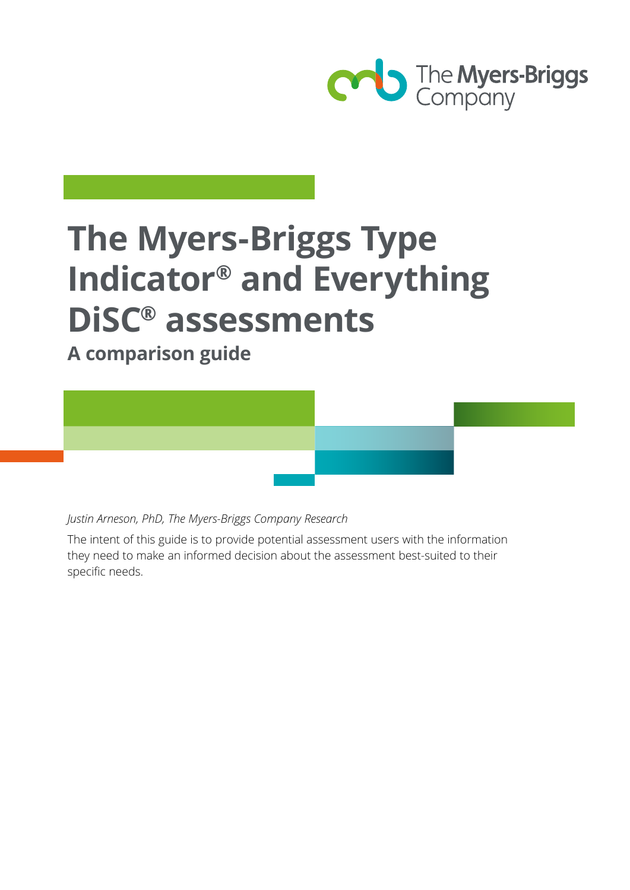# The Myers-Briggs Type Indicator® and Everything DiSC® assessments

## A comparison guide

*Justin Arneson, PhD, The Myers-Briggs Company Research*

The intent of this guide is to provide potential assessment users with the information they need to make an informed decision about the assessment best-suited to their specific needs.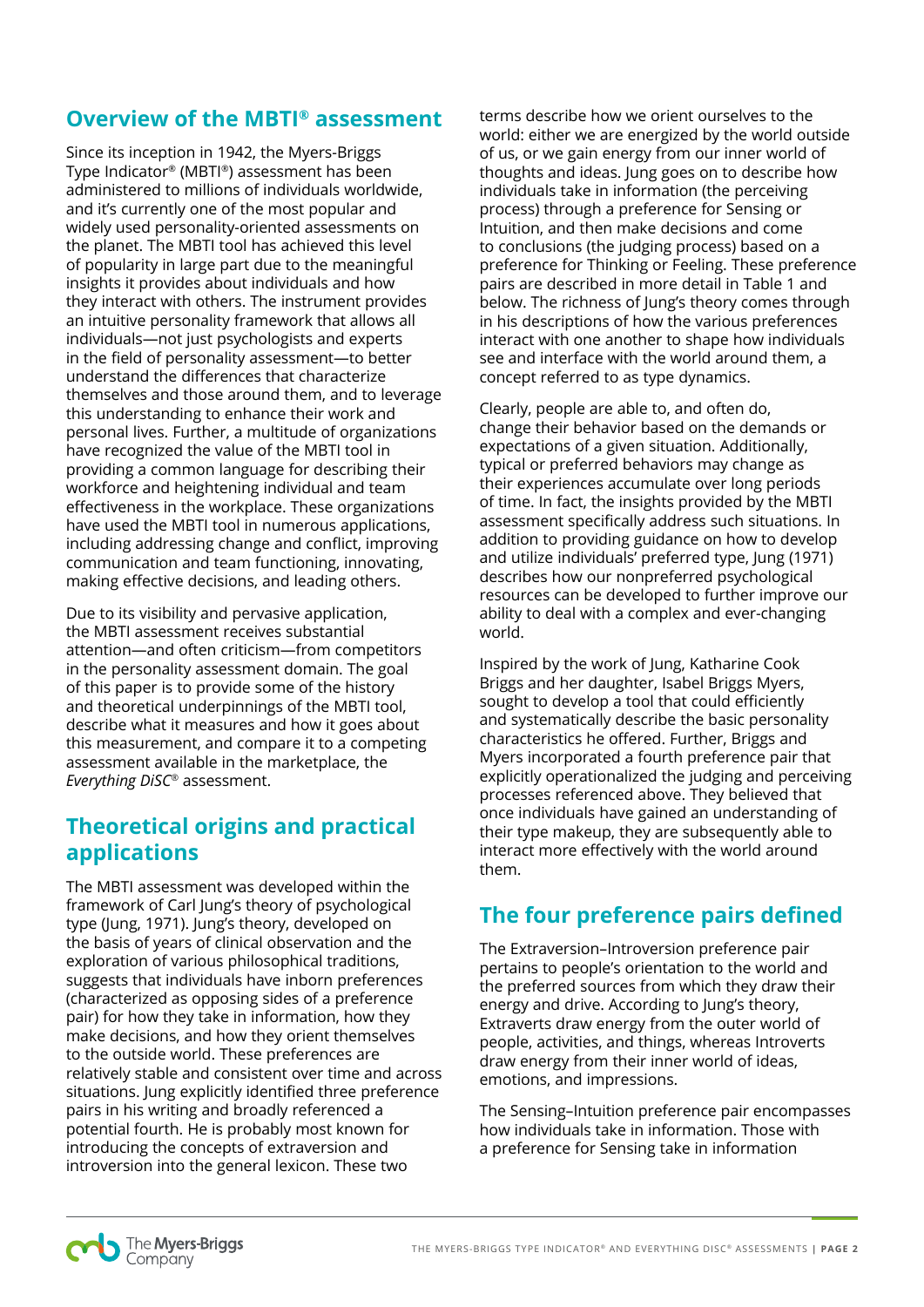## Overview of the MBTI® assessment

Since its inception in 1942, the Myers-Briggs Type Indicator® (MBTI®) assessment has been administered to millions of individuals worldwide, and it's currently one of the most popular and widely used personality-oriented assessments on the planet. The MBTI tool has achieved this level of popularity in large part due to the meaningful insights it provides about individuals and how they interact with others. The instrument provides an intuitive personality framework that allows all individuals—not just psychologists and experts in the field of personality assessment—to better understand the differences that characterize themselves and those around them, and to leverage this understanding to enhance their work and personal lives. Further, a multitude of organizations have recognized the value of the MBTI tool in providing a common language for describing their workforce and heightening individual and team effectiveness in the workplace. These organizations have used the MBTI tool in numerous applications, including addressing change and conflict, improving communication and team functioning, innovating, making effective decisions, and leading others.

Due to its visibility and pervasive application, the MBTI assessment receives substantial attention—and often criticism—from competitors in the personality assessment domain. The goal of this paper is to provide some of the history and theoretical underpinnings of the MBTI tool, describe what it measures and how it goes about this measurement, and compare it to a competing assessment available in the marketplace, the *Everything DiSC*® assessment.

## Theoretical origins and practical applications

The MBTI assessment was developed within the framework of Carl Jung's theory of psychological type (Jung, 1971). Jung's theory, developed on the basis of years of clinical observation and the exploration of various philosophical traditions, suggests that individuals have inborn preferences (characterized as opposing sides of a preference pair) for how they take in information, how they make decisions, and how they orient themselves to the outside world. These preferences are relatively stable and consistent over time and across situations. Jung explicitly identified three preference pairs in his writing and broadly referenced a potential fourth. He is probably most known for introducing the concepts of extraversion and introversion into the general lexicon. These two terms describe how we orient ourselves to the world: either we are energized by the world outside of us, or we gain energy from our inner world of thoughts and ideas. Jung goes on to describe how individuals take in information (the perceiving process) through a preference for Sensing or Intuition, and then make decisions and come to conclusions (the judging process) based on a preference for Thinking or Feeling. These preference pairs are described in more detail in Table 1 and below. The richness of Jung's theory comes through in his descriptions of how the various preferences interact with one another to shape how individuals see and interface with the world around them, a concept referred to as type dynamics.

Clearly, people are able to, and often do, change their behavior based on the demands or expectations of a given situation. Additionally, typical or preferred behaviors may change as their experiences accumulate over long periods of time. In fact, the insights provided by the MBTI assessment specifically address such situations. In addition to providing guidance on how to develop and utilize individuals' preferred type, Jung (1971) describes how our nonpreferred psychological resources can be developed to further improve our ability to deal with a complex and ever-changing world.

Inspired by the work of Jung, Katharine Cook Briggs and her daughter, Isabel Briggs Myers, sought to develop a tool that could efficiently and systematically describe the basic personality characteristics he offered. Further, Briggs and Myers incorporated a fourth preference pair that explicitly operationalized the judging and perceiving processes referenced above. They believed that once individuals have gained an understanding of their type makeup, they are subsequently able to interact more effectively with the world around them.

## The four preference pairs defined

The Extraversion–Introversion preference pair pertains to people's orientation to the world and the preferred sources from which they draw their energy and drive. According to Jung's theory, Extraverts draw energy from the outer world of people, activities, and things, whereas Introverts draw energy from their inner world of ideas, emotions, and impressions.

The Sensing–Intuition preference pair encompasses how individuals take in information. Those with a preference for Sensing take in information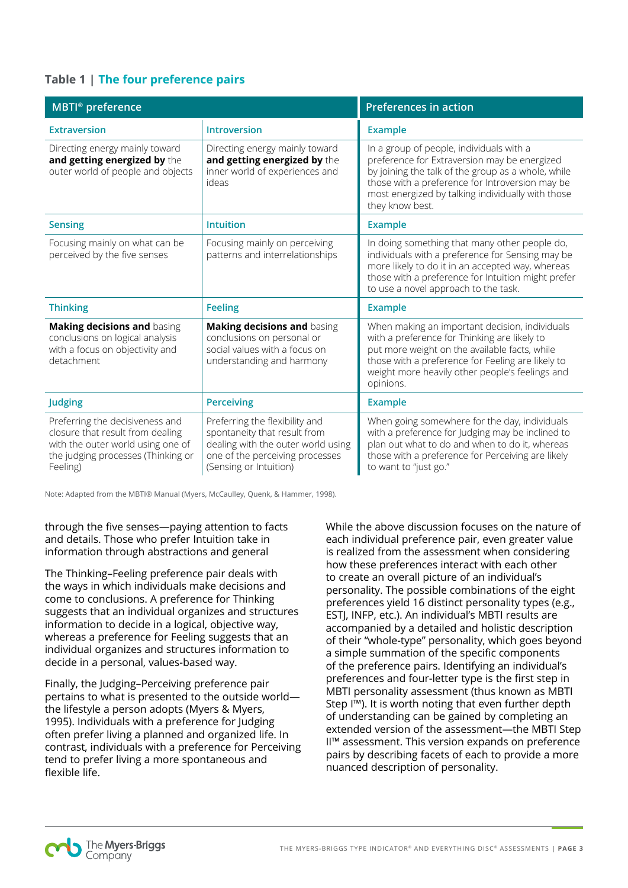**Table 1 | The four preference pairs**

| MBTI® preference | | Preferences in action |
|---|---|---|
| **Extraversion** | **Introversion** | **Example** |
| Directing energy mainly toward **and getting energized by** the outer world of people and objects | Directing energy mainly toward **and getting energized by** the inner world of experiences and ideas | In a group of people, individuals with a preference for Extraversion may be energized by joining the talk of the group as a whole, while those with a preference for Introversion may be most energized by talking individually with those they know best. |
| **Sensing** | **Intuition** | **Example** |
| Focusing mainly on what can be perceived by the five senses | Focusing mainly on perceiving patterns and interrelationships | In doing something that many other people do, individuals with a preference for Sensing may be more likely to do it in an accepted way, whereas those with a preference for Intuition might prefer to use a novel approach to the task. |
| **Thinking** | **Feeling** | **Example** |
| **Making decisions and** basing conclusions on logical analysis with a focus on objectivity and detachment | **Making decisions and** basing conclusions on personal or social values with a focus on understanding and harmony | When making an important decision, individuals with a preference for Thinking are likely to put more weight on the available facts, while those with a preference for Feeling are likely to weight more heavily other people's feelings and opinions. |
| **Judging** | **Perceiving** | **Example** |
| Preferring the decisiveness and closure that result from dealing with the outer world using one of the judging processes (Thinking or Feeling) | Preferring the flexibility and spontaneity that result from dealing with the outer world using one of the perceiving processes (Sensing or Intuition) | When going somewhere for the day, individuals with a preference for Judging may be inclined to plan out what to do and when to do it, whereas those with a preference for Perceiving are likely to want to "just go." |

Note: Adapted from the MBTI® Manual (Myers, McCaulley, Quenk, & Hammer, 1998).

through the five senses—paying attention to facts and details. Those who prefer Intuition take in information through abstractions and general

The Thinking–Feeling preference pair deals with the ways in which individuals make decisions and come to conclusions. A preference for Thinking suggests that an individual organizes and structures information to decide in a logical, objective way, whereas a preference for Feeling suggests that an individual organizes and structures information to decide in a personal, values-based way.

Finally, the Judging–Perceiving preference pair pertains to what is presented to the outside world—the lifestyle a person adopts (Myers & Myers, 1995). Individuals with a preference for Judging often prefer living a planned and organized life. In contrast, individuals with a preference for Perceiving tend to prefer living a more spontaneous and flexible life.

While the above discussion focuses on the nature of each individual preference pair, even greater value is realized from the assessment when considering how these preferences interact with each other to create an overall picture of an individual's personality. The possible combinations of the eight preferences yield 16 distinct personality types (e.g., ESTJ, INFP, etc.). An individual's MBTI results are accompanied by a detailed and holistic description of their "whole-type" personality, which goes beyond a simple summation of the specific components of the preference pairs. Identifying an individual's preferences and four-letter type is the first step in MBTI personality assessment (thus known as MBTI Step I™). It is worth noting that even further depth of understanding can be gained by completing an extended version of the assessment—the MBTI Step II™ assessment. This version expands on preference pairs by describing facets of each to provide a more nuanced description of personality.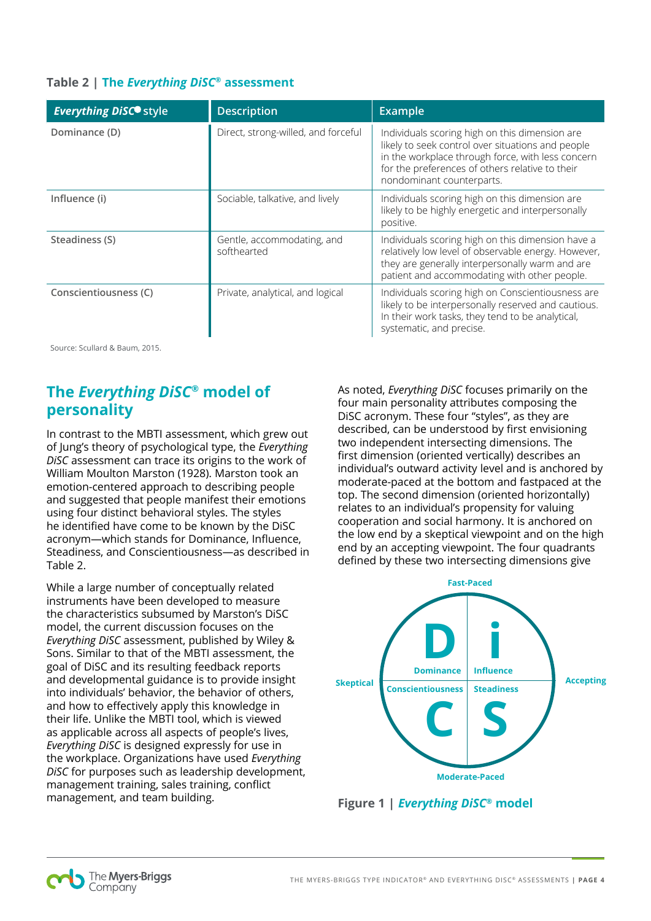**Table 2 | The *Everything DiSC®* assessment**

| *Everything DiSC®* style | Description | Example |
|---|---|---|
| Dominance (D) | Direct, strong-willed, and forceful | Individuals scoring high on this dimension are likely to seek control over situations and people in the workplace through force, with less concern for the preferences of others relative to their nondominant counterparts. |
| Influence (i) | Sociable, talkative, and lively | Individuals scoring high on this dimension are likely to be highly energetic and interpersonally positive. |
| Steadiness (S) | Gentle, accommodating, and softhearted | Individuals scoring high on this dimension have a relatively low level of observable energy. However, they are generally interpersonally warm and are patient and accommodating with other people. |
| Conscientiousness (C) | Private, analytical, and logical | Individuals scoring high on Conscientiousness are likely to be interpersonally reserved and cautious. In their work tasks, they tend to be analytical, systematic, and precise. |

Source: Scullard & Baum, 2015.

## The *Everything DiSC®* model of personality

In contrast to the MBTI assessment, which grew out of Jung's theory of psychological type, the *Everything DiSC* assessment can trace its origins to the work of William Moulton Marston (1928). Marston took an emotion-centered approach to describing people and suggested that people manifest their emotions using four distinct behavioral styles. The styles he identified have come to be known by the DiSC acronym—which stands for Dominance, Influence, Steadiness, and Conscientiousness—as described in Table 2.

While a large number of conceptually related instruments have been developed to measure the characteristics subsumed by Marston's DiSC model, the current discussion focuses on the *Everything DiSC* assessment, published by Wiley & Sons. Similar to that of the MBTI assessment, the goal of DiSC and its resulting feedback reports and developmental guidance is to provide insight into individuals' behavior, the behavior of others, and how to effectively apply this knowledge in their life. Unlike the MBTI tool, which is viewed as applicable across all aspects of people's lives, *Everything DiSC* is designed expressly for use in the workplace. Organizations have used *Everything DiSC* for purposes such as leadership development, management training, sales training, conflict management, and team building.

As noted, *Everything DiSC* focuses primarily on the four main personality attributes composing the DiSC acronym. These four "styles", as they are described, can be understood by first envisioning two independent intersecting dimensions. The first dimension (oriented vertically) describes an individual's outward activity level and is anchored by moderate-paced at the bottom and fastpaced at the top. The second dimension (oriented horizontally) relates to an individual's propensity for valuing cooperation and social harmony. It is anchored on the low end by a skeptical viewpoint and on the high end by an accepting viewpoint. The four quadrants defined by these two intersecting dimensions give

Fast-Paced

Skeptical | D Dominance | i Influence | Accepting
C Conscientiousness | S Steadiness

Moderate-Paced

**Figure 1 | *Everything DiSC®* model**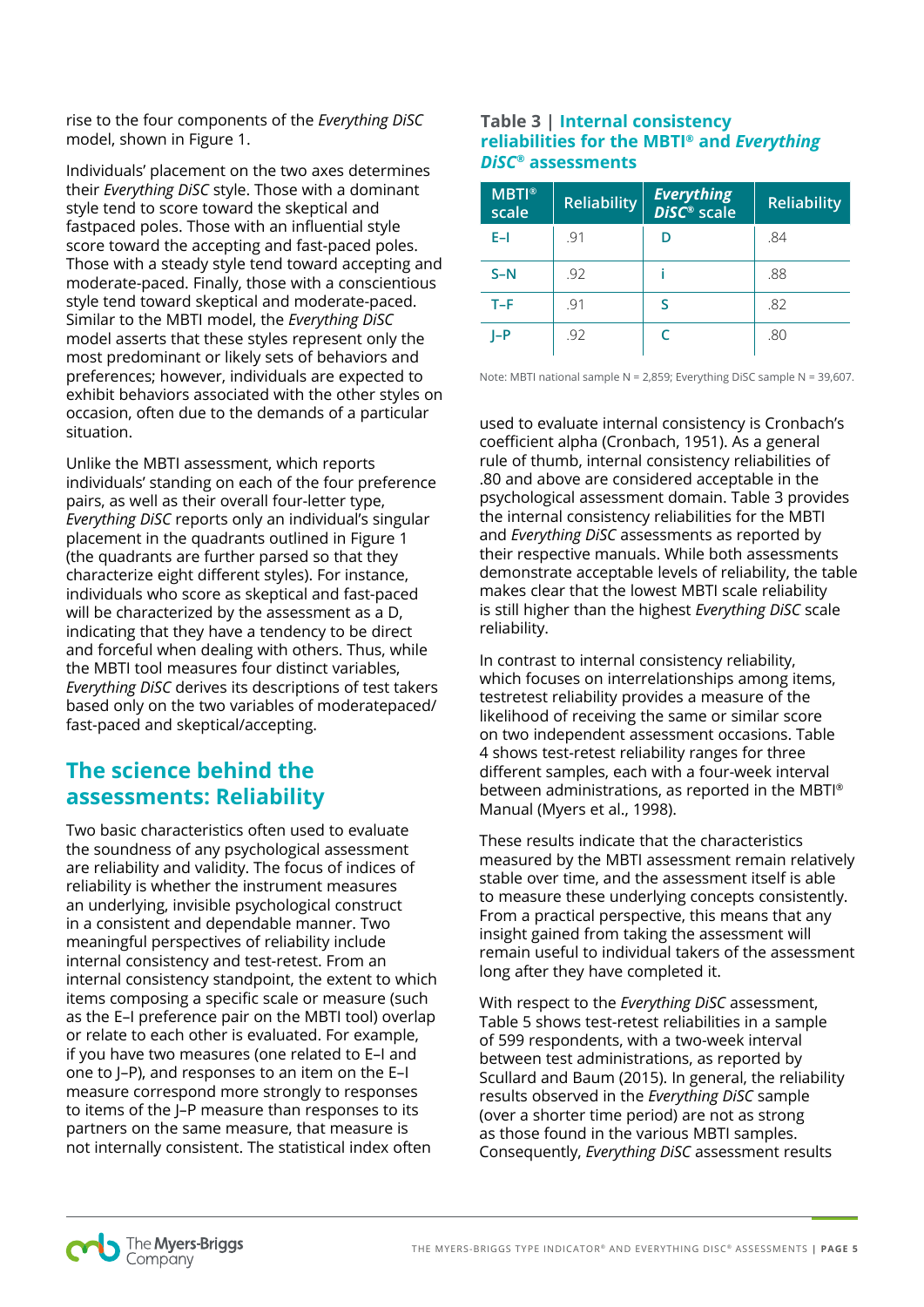rise to the four components of the *Everything DiSC* model, shown in Figure 1.

Individuals' placement on the two axes determines their *Everything DiSC* style. Those with a dominant style tend to score toward the skeptical and fastpaced poles. Those with an influential style score toward the accepting and fast-paced poles. Those with a steady style tend toward accepting and moderate-paced. Finally, those with a conscientious style tend toward skeptical and moderate-paced. Similar to the MBTI model, the *Everything DiSC* model asserts that these styles represent only the most predominant or likely sets of behaviors and preferences; however, individuals are expected to exhibit behaviors associated with the other styles on occasion, often due to the demands of a particular situation.

Unlike the MBTI assessment, which reports individuals' standing on each of the four preference pairs, as well as their overall four-letter type, *Everything DiSC* reports only an individual's singular placement in the quadrants outlined in Figure 1 (the quadrants are further parsed so that they characterize eight different styles). For instance, individuals who score as skeptical and fast-paced will be characterized by the assessment as a D, indicating that they have a tendency to be direct and forceful when dealing with others. Thus, while the MBTI tool measures four distinct variables, *Everything DiSC* derives its descriptions of test takers based only on the two variables of moderatepaced/fast-paced and skeptical/accepting.

## The science behind the assessments: Reliability

Two basic characteristics often used to evaluate the soundness of any psychological assessment are reliability and validity. The focus of indices of reliability is whether the instrument measures an underlying, invisible psychological construct in a consistent and dependable manner. Two meaningful perspectives of reliability include internal consistency and test-retest. From an internal consistency standpoint, the extent to which items composing a specific scale or measure (such as the E–I preference pair on the MBTI tool) overlap or relate to each other is evaluated. For example, if you have two measures (one related to E–I and one to J–P), and responses to an item on the E–I measure correspond more strongly to responses to items of the J–P measure than responses to its partners on the same measure, that measure is not internally consistent. The statistical index often used to evaluate internal consistency is Cronbach's coefficient alpha (Cronbach, 1951). As a general rule of thumb, internal consistency reliabilities of .80 and above are considered acceptable in the psychological assessment domain. Table 3 provides the internal consistency reliabilities for the MBTI and *Everything DiSC* assessments as reported by their respective manuals. While both assessments demonstrate acceptable levels of reliability, the table makes clear that the lowest MBTI scale reliability is still higher than the highest *Everything DiSC* scale reliability.

**Table 3 | Internal consistency reliabilities for the MBTI® and *Everything DiSC®* assessments**

| MBTI® scale | Reliability | *Everything DiSC®* scale | Reliability |
|---|---|---|---|
| E–I | .91 | D | .84 |
| S–N | .92 | i | .88 |
| T–F | .91 | S | .82 |
| J–P | .92 | C | .80 |

Note: MBTI national sample N = 2,859; Everything DiSC sample N = 39,607.

In contrast to internal consistency reliability, which focuses on interrelationships among items, testretest reliability provides a measure of the likelihood of receiving the same or similar score on two independent assessment occasions. Table 4 shows test-retest reliability ranges for three different samples, each with a four-week interval between administrations, as reported in the MBTI® Manual (Myers et al., 1998).

These results indicate that the characteristics measured by the MBTI assessment remain relatively stable over time, and the assessment itself is able to measure these underlying concepts consistently. From a practical perspective, this means that any insight gained from taking the assessment will remain useful to individual takers of the assessment long after they have completed it.

With respect to the *Everything DiSC* assessment, Table 5 shows test-retest reliabilities in a sample of 599 respondents, with a two-week interval between test administrations, as reported by Scullard and Baum (2015). In general, the reliability results observed in the *Everything DiSC* sample (over a shorter time period) are not as strong as those found in the various MBTI samples. Consequently, *Everything DiSC* assessment results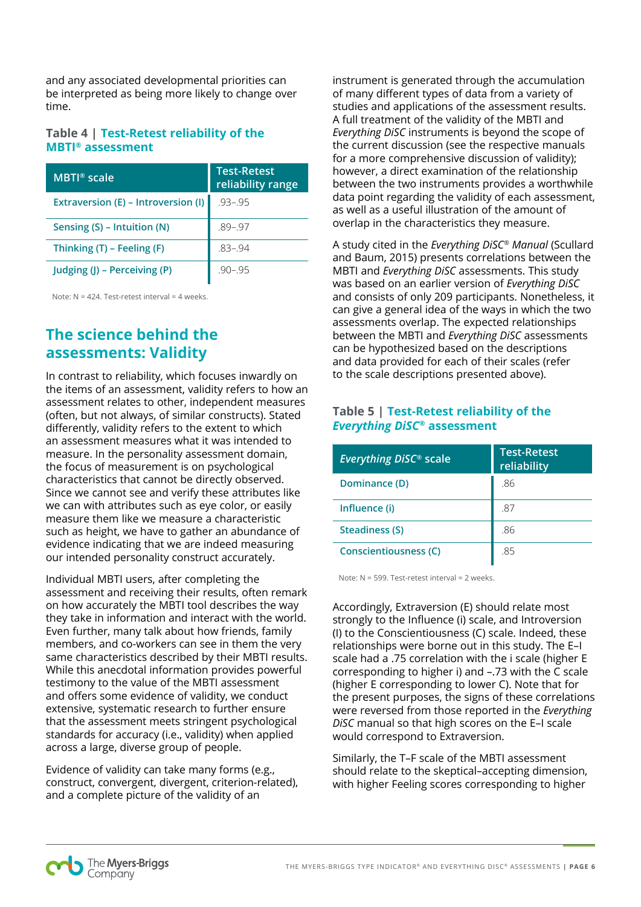and any associated developmental priorities can be interpreted as being more likely to change over time.

### Table 4 | Test-Retest reliability of the MBTI® assessment

| MBTI® scale | Test-Retest reliability range |
|---|---|
| Extraversion (E) – Introversion (I) | .93–.95 |
| Sensing (S) – Intuition (N) | .89–.97 |
| Thinking (T) – Feeling (F) | .83–.94 |
| Judging (J) – Perceiving (P) | .90–.95 |

Note: N = 424. Test-retest interval = 4 weeks.

## The science behind the assessments: Validity

In contrast to reliability, which focuses inwardly on the items of an assessment, validity refers to how an assessment relates to other, independent measures (often, but not always, of similar constructs). Stated differently, validity refers to the extent to which an assessment measures what it was intended to measure. In the personality assessment domain, the focus of measurement is on psychological characteristics that cannot be directly observed. Since we cannot see and verify these attributes like we can with attributes such as eye color, or easily measure them like we measure a characteristic such as height, we have to gather an abundance of evidence indicating that we are indeed measuring our intended personality construct accurately.

Individual MBTI users, after completing the assessment and receiving their results, often remark on how accurately the MBTI tool describes the way they take in information and interact with the world. Even further, many talk about how friends, family members, and co-workers can see in them the very same characteristics described by their MBTI results. While this anecdotal information provides powerful testimony to the value of the MBTI assessment and offers some evidence of validity, we conduct extensive, systematic research to further ensure that the assessment meets stringent psychological standards for accuracy (i.e., validity) when applied across a large, diverse group of people.

Evidence of validity can take many forms (e.g., construct, convergent, divergent, criterion-related), and a complete picture of the validity of an instrument is generated through the accumulation of many different types of data from a variety of studies and applications of the assessment results. A full treatment of the validity of the MBTI and *Everything DiSC* instruments is beyond the scope of the current discussion (see the respective manuals for a more comprehensive discussion of validity); however, a direct examination of the relationship between the two instruments provides a worthwhile data point regarding the validity of each assessment, as well as a useful illustration of the amount of overlap in the characteristics they measure.

A study cited in the *Everything DiSC® Manual* (Scullard and Baum, 2015) presents correlations between the MBTI and *Everything DiSC* assessments. This study was based on an earlier version of *Everything DiSC* and consists of only 209 participants. Nonetheless, it can give a general idea of the ways in which the two assessments overlap. The expected relationships between the MBTI and *Everything DiSC* assessments can be hypothesized based on the descriptions and data provided for each of their scales (refer to the scale descriptions presented above).

### Table 5 | Test-Retest reliability of the *Everything DiSC®* assessment

| *Everything DiSC®* scale | Test-Retest reliability |
|---|---|
| Dominance (D) | .86 |
| Influence (i) | .87 |
| Steadiness (S) | .86 |
| Conscientiousness (C) | .85 |

Note: N = 599. Test-retest interval = 2 weeks.

Accordingly, Extraversion (E) should relate most strongly to the Influence (i) scale, and Introversion (I) to the Conscientiousness (C) scale. Indeed, these relationships were borne out in this study. The E–I scale had a .75 correlation with the i scale (higher E corresponding to higher i) and –.73 with the C scale (higher E corresponding to lower C). Note that for the present purposes, the signs of these correlations were reversed from those reported in the *Everything DiSC* manual so that high scores on the E–I scale would correspond to Extraversion.

Similarly, the T–F scale of the MBTI assessment should relate to the skeptical–accepting dimension, with higher Feeling scores corresponding to higher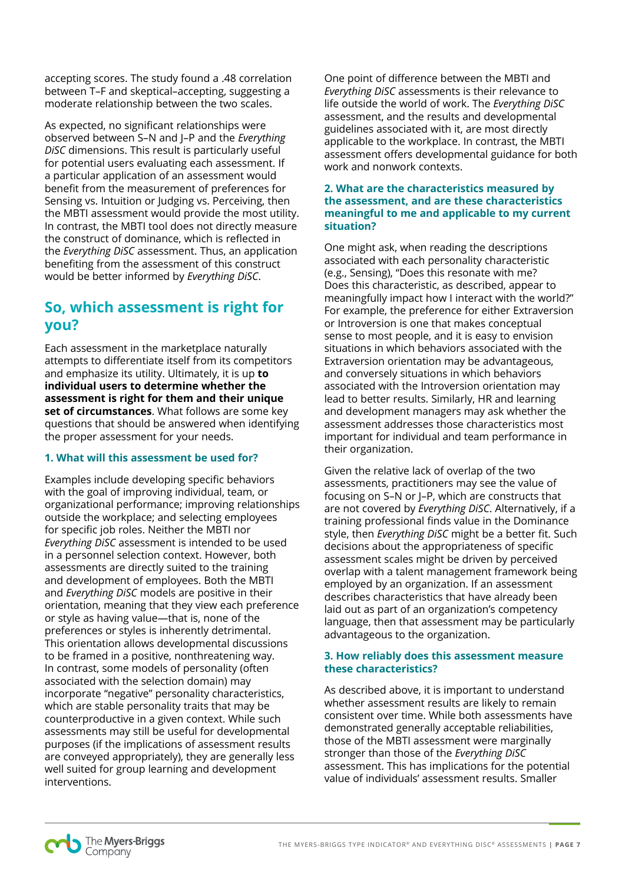accepting scores. The study found a .48 correlation between T–F and skeptical–accepting, suggesting a moderate relationship between the two scales.

As expected, no significant relationships were observed between S–N and J–P and the *Everything DiSC* dimensions. This result is particularly useful for potential users evaluating each assessment. If a particular application of an assessment would benefit from the measurement of preferences for Sensing vs. Intuition or Judging vs. Perceiving, then the MBTI assessment would provide the most utility. In contrast, the MBTI tool does not directly measure the construct of dominance, which is reflected in the *Everything DiSC* assessment. Thus, an application benefiting from the assessment of this construct would be better informed by *Everything DiSC*.

## So, which assessment is right for you?

Each assessment in the marketplace naturally attempts to differentiate itself from its competitors and emphasize its utility. Ultimately, it is up **to individual users to determine whether the assessment is right for them and their unique set of circumstances**. What follows are some key questions that should be answered when identifying the proper assessment for your needs.

### 1. What will this assessment be used for?

Examples include developing specific behaviors with the goal of improving individual, team, or organizational performance; improving relationships outside the workplace; and selecting employees for specific job roles. Neither the MBTI nor *Everything DiSC* assessment is intended to be used in a personnel selection context. However, both assessments are directly suited to the training and development of employees. Both the MBTI and *Everything DiSC* models are positive in their orientation, meaning that they view each preference or style as having value—that is, none of the preferences or styles is inherently detrimental. This orientation allows developmental discussions to be framed in a positive, nonthreatening way. In contrast, some models of personality (often associated with the selection domain) may incorporate "negative" personality characteristics, which are stable personality traits that may be counterproductive in a given context. While such assessments may still be useful for developmental purposes (if the implications of assessment results are conveyed appropriately), they are generally less well suited for group learning and development interventions.

One point of difference between the MBTI and *Everything DiSC* assessments is their relevance to life outside the world of work. The *Everything DiSC* assessment, and the results and developmental guidelines associated with it, are most directly applicable to the workplace. In contrast, the MBTI assessment offers developmental guidance for both work and nonwork contexts.

### 2. What are the characteristics measured by the assessment, and are these characteristics meaningful to me and applicable to my current situation?

One might ask, when reading the descriptions associated with each personality characteristic (e.g., Sensing), "Does this resonate with me? Does this characteristic, as described, appear to meaningfully impact how I interact with the world?" For example, the preference for either Extraversion or Introversion is one that makes conceptual sense to most people, and it is easy to envision situations in which behaviors associated with the Extraversion orientation may be advantageous, and conversely situations in which behaviors associated with the Introversion orientation may lead to better results. Similarly, HR and learning and development managers may ask whether the assessment addresses those characteristics most important for individual and team performance in their organization.

Given the relative lack of overlap of the two assessments, practitioners may see the value of focusing on S–N or J–P, which are constructs that are not covered by *Everything DiSC*. Alternatively, if a training professional finds value in the Dominance style, then *Everything DiSC* might be a better fit. Such decisions about the appropriateness of specific assessment scales might be driven by perceived overlap with a talent management framework being employed by an organization. If an assessment describes characteristics that have already been laid out as part of an organization's competency language, then that assessment may be particularly advantageous to the organization.

### 3. How reliably does this assessment measure these characteristics?

As described above, it is important to understand whether assessment results are likely to remain consistent over time. While both assessments have demonstrated generally acceptable reliabilities, those of the MBTI assessment were marginally stronger than those of the *Everything DiSC* assessment. This has implications for the potential value of individuals' assessment results. Smaller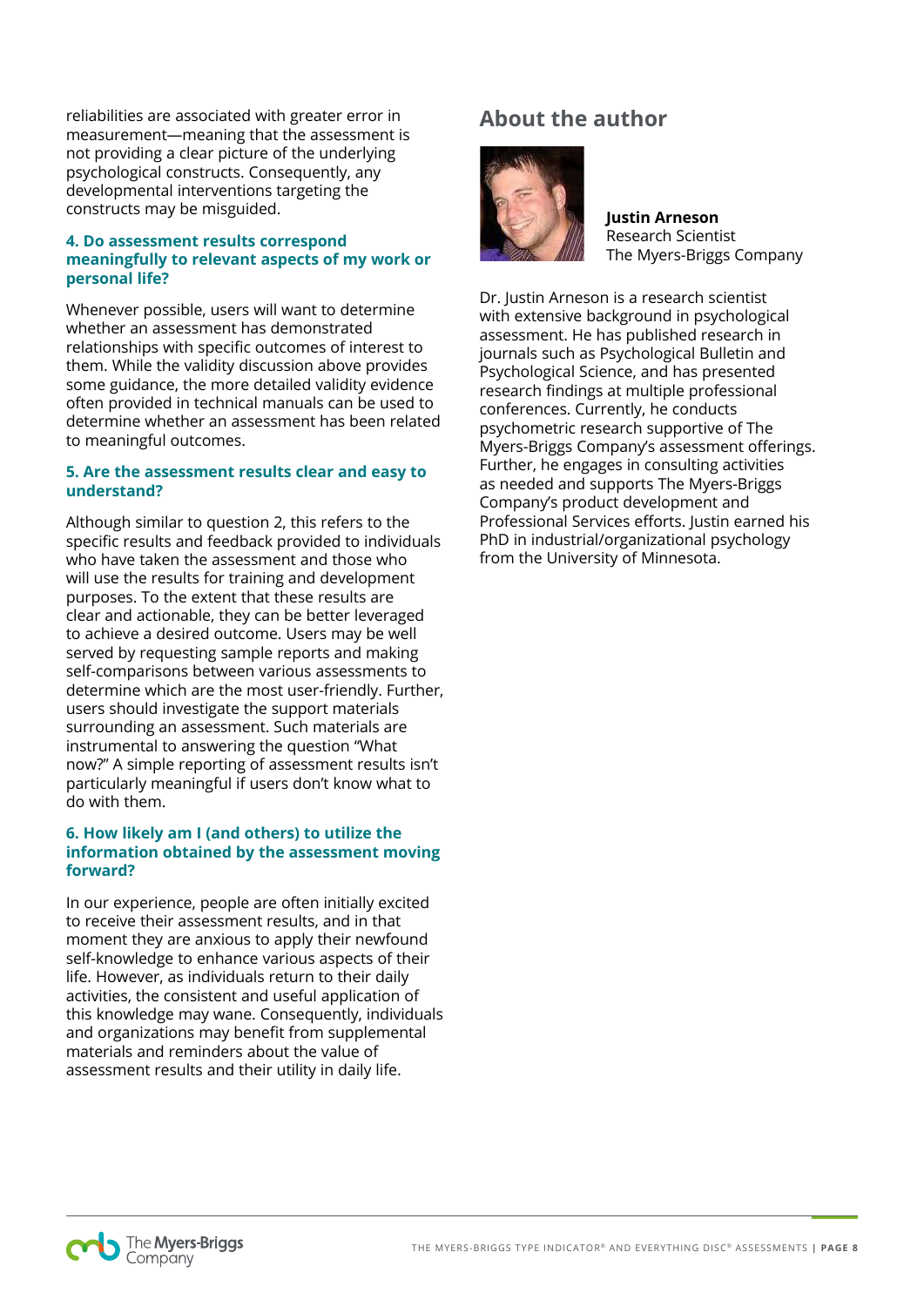reliabilities are associated with greater error in measurement—meaning that the assessment is not providing a clear picture of the underlying psychological constructs. Consequently, any developmental interventions targeting the constructs may be misguided.

### 4. Do assessment results correspond meaningfully to relevant aspects of my work or personal life?

Whenever possible, users will want to determine whether an assessment has demonstrated relationships with specific outcomes of interest to them. While the validity discussion above provides some guidance, the more detailed validity evidence often provided in technical manuals can be used to determine whether an assessment has been related to meaningful outcomes.

### 5. Are the assessment results clear and easy to understand?

Although similar to question 2, this refers to the specific results and feedback provided to individuals who have taken the assessment and those who will use the results for training and development purposes. To the extent that these results are clear and actionable, they can be better leveraged to achieve a desired outcome. Users may be well served by requesting sample reports and making self-comparisons between various assessments to determine which are the most user-friendly. Further, users should investigate the support materials surrounding an assessment. Such materials are instrumental to answering the question "What now?" A simple reporting of assessment results isn't particularly meaningful if users don't know what to do with them.

### 6. How likely am I (and others) to utilize the information obtained by the assessment moving forward?

In our experience, people are often initially excited to receive their assessment results, and in that moment they are anxious to apply their newfound self-knowledge to enhance various aspects of their life. However, as individuals return to their daily activities, the consistent and useful application of this knowledge may wane. Consequently, individuals and organizations may benefit from supplemental materials and reminders about the value of assessment results and their utility in daily life.

## About the author

**Justin Arneson**
Research Scientist
The Myers-Briggs Company

Dr. Justin Arneson is a research scientist with extensive background in psychological assessment. He has published research in journals such as Psychological Bulletin and Psychological Science, and has presented research findings at multiple professional conferences. Currently, he conducts psychometric research supportive of The Myers-Briggs Company's assessment offerings. Further, he engages in consulting activities as needed and supports The Myers-Briggs Company's product development and Professional Services efforts. Justin earned his PhD in industrial/organizational psychology from the University of Minnesota.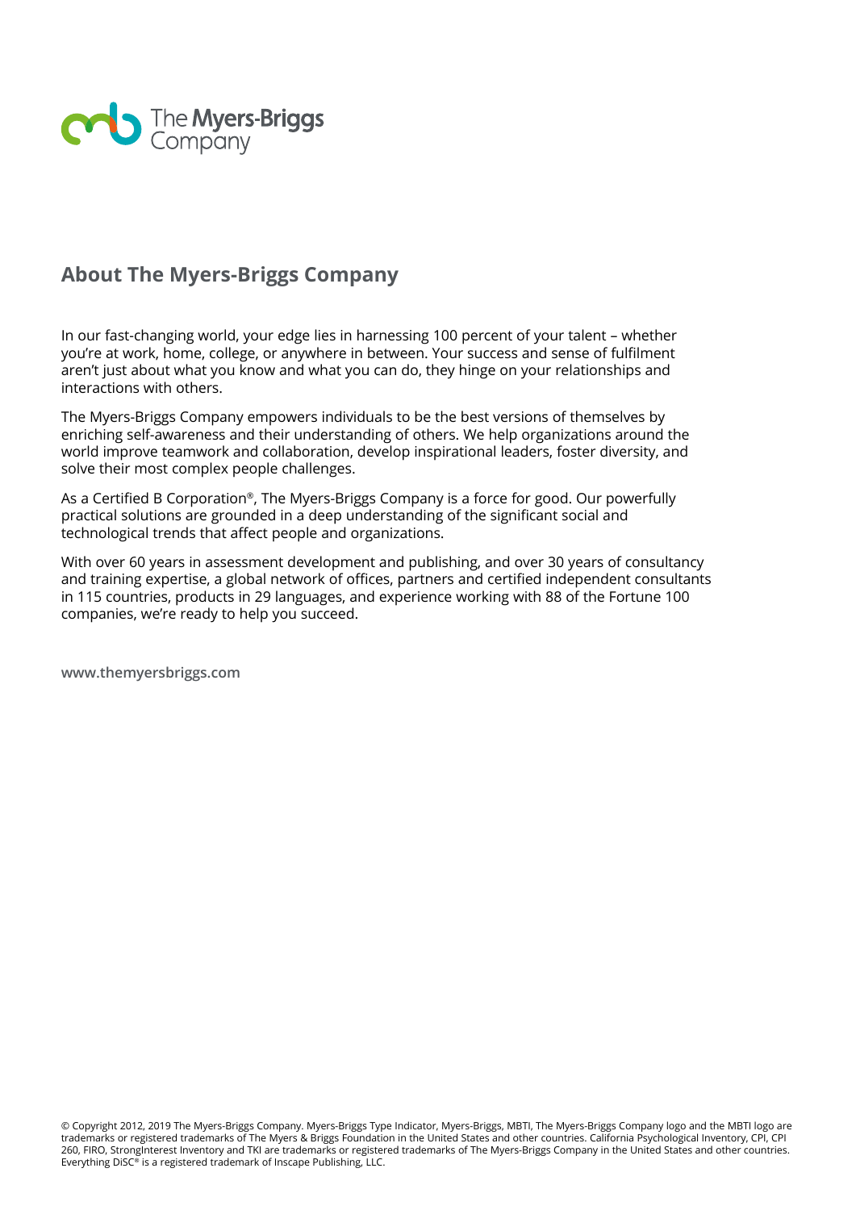The Myers-Briggs Company

## About The Myers-Briggs Company

In our fast-changing world, your edge lies in harnessing 100 percent of your talent – whether you're at work, home, college, or anywhere in between. Your success and sense of fulfilment aren't just about what you know and what you can do, they hinge on your relationships and interactions with others.

The Myers-Briggs Company empowers individuals to be the best versions of themselves by enriching self-awareness and their understanding of others. We help organizations around the world improve teamwork and collaboration, develop inspirational leaders, foster diversity, and solve their most complex people challenges.

As a Certified B Corporation®, The Myers-Briggs Company is a force for good. Our powerfully practical solutions are grounded in a deep understanding of the significant social and technological trends that affect people and organizations.

With over 60 years in assessment development and publishing, and over 30 years of consultancy and training expertise, a global network of offices, partners and certified independent consultants in 115 countries, products in 29 languages, and experience working with 88 of the Fortune 100 companies, we're ready to help you succeed.

**www.themyersbriggs.com**

© Copyright 2012, 2019 The Myers-Briggs Company. Myers-Briggs Type Indicator, Myers-Briggs, MBTI, The Myers-Briggs Company logo and the MBTI logo are trademarks or registered trademarks of The Myers & Briggs Foundation in the United States and other countries. California Psychological Inventory, CPI, CPI 260, FIRO, StrongInterest Inventory and TKI are trademarks or registered trademarks of The Myers-Briggs Company in the United States and other countries. Everything DiSC® is a registered trademark of Inscape Publishing, LLC.